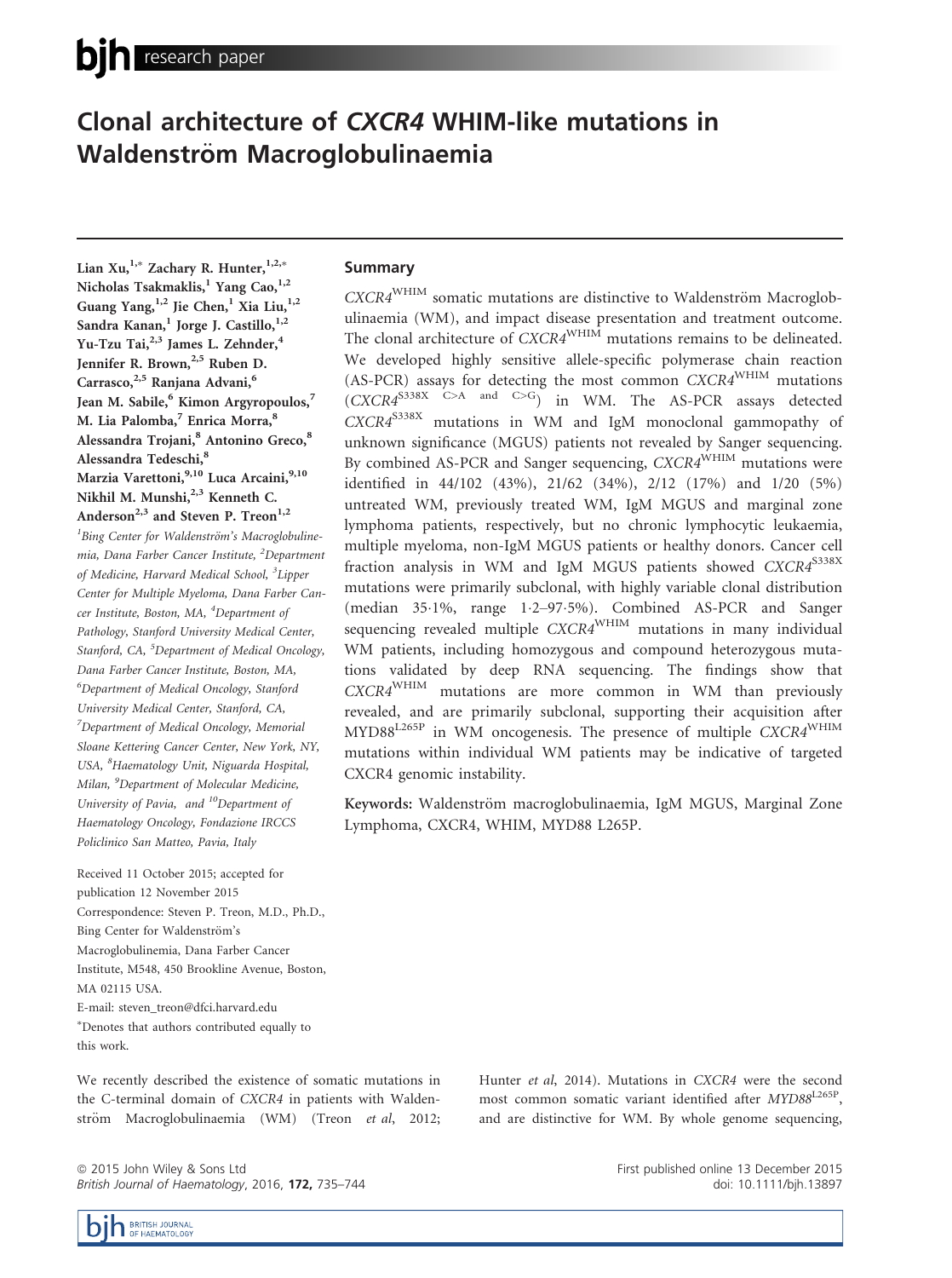# Clonal architecture of *CXCR4* WHIM-like mutations in Waldenström Macroglobulinaemia

Lian Xu,[1,*] Zachary R. Hunter,[1,2,*] Nicholas Tsakmaklis,[1] Yang Cao,[1,2] Guang Yang,[1,2] Jie Chen,[1] Xia Liu,[1,2] Sandra Kanan,[1] Jorge J. Castillo,[1,2] Yu-Tzu Tai,[2,3] James L. Zehnder,[4] Jennifer R. Brown,[2,5] Ruben D. Carrasco,[2,5] Ranjana Advani,[6] Jean M. Sabile,[6] Kimon Argyropoulos,[7] M. Lia Palomba,[7] Enrica Morra,[8] Alessandra Trojani,[8] Antonino Greco,[8] Alessandra Tedeschi,[8] Marzia Varettoni,[9,10] Luca Arcaini,[9,10] Nikhil M. Munshi,[2,3] Kenneth C. Anderson[2,3] and Steven P. Treon[1,2]

[1]Bing Center for Waldenström's Macroglobulinemia, Dana Farber Cancer Institute, [2]Department of Medicine, Harvard Medical School, [3]Lipper Center for Multiple Myeloma, Dana Farber Cancer Institute, Boston, MA, [4]Department of Pathology, Stanford University Medical Center, Stanford, CA, [5]Department of Medical Oncology, Dana Farber Cancer Institute, Boston, MA, [6]Department of Medical Oncology, Stanford University Medical Center, Stanford, CA, [7]Department of Medical Oncology, Memorial Sloane Kettering Cancer Center, New York, NY, USA, [8]Haematology Unit, Niguarda Hospital, Milan, [9]Department of Molecular Medicine, University of Pavia, and [10]Department of Haematology Oncology, Fondazione IRCCS Policlinico San Matteo, Pavia, Italy

Received 11 October 2015; accepted for publication 12 November 2015
Correspondence: Steven P. Treon, M.D., Ph.D., Bing Center for Waldenström's Macroglobulinemia, Dana Farber Cancer Institute, M548, 450 Brookline Avenue, Boston, MA 02115 USA.
E-mail: steven_treon@dfci.harvard.edu
*Denotes that authors contributed equally to this work.

## Summary

$CXCR4^{WHIM}$ somatic mutations are distinctive to Waldenström Macroglobulinaemia (WM), and impact disease presentation and treatment outcome. The clonal architecture of $CXCR4^{WHIM}$ mutations remains to be delineated. We developed highly sensitive allele-specific polymerase chain reaction (AS-PCR) assays for detecting the most common $CXCR4^{WHIM}$ mutations ($CXCR4^{S338X\ C>A\ and\ C>G}$) in WM. The AS-PCR assays detected $CXCR4^{S338X}$ mutations in WM and IgM monoclonal gammopathy of unknown significance (MGUS) patients not revealed by Sanger sequencing. By combined AS-PCR and Sanger sequencing, $CXCR4^{WHIM}$ mutations were identified in 44/102 (43%), 21/62 (34%), 2/12 (17%) and 1/20 (5%) untreated WM, previously treated WM, IgM MGUS and marginal zone lymphoma patients, respectively, but no chronic lymphocytic leukaemia, multiple myeloma, non-IgM MGUS patients or healthy donors. Cancer cell fraction analysis in WM and IgM MGUS patients showed $CXCR4^{S338X}$ mutations were primarily subclonal, with highly variable clonal distribution (median 35·1%, range 1·2–97·5%). Combined AS-PCR and Sanger sequencing revealed multiple $CXCR4^{WHIM}$ mutations in many individual WM patients, including homozygous and compound heterozygous mutations validated by deep RNA sequencing. The findings show that $CXCR4^{WHIM}$ mutations are more common in WM than previously revealed, and are primarily subclonal, supporting their acquisition after $MYD88^{L265P}$ in WM oncogenesis. The presence of multiple $CXCR4^{WHIM}$ mutations within individual WM patients may be indicative of targeted CXCR4 genomic instability.

**Keywords:** Waldenström macroglobulinaemia, IgM MGUS, Marginal Zone Lymphoma, CXCR4, WHIM, MYD88 L265P.

We recently described the existence of somatic mutations in the C-terminal domain of *CXCR4* in patients with Waldenström Macroglobulinaemia (WM) (Treon *et al*, 2012; Hunter *et al*, 2014). Mutations in *CXCR4* were the second most common somatic variant identified after $MYD88^{L265P}$, and are distinctive for WM. By whole genome sequencing,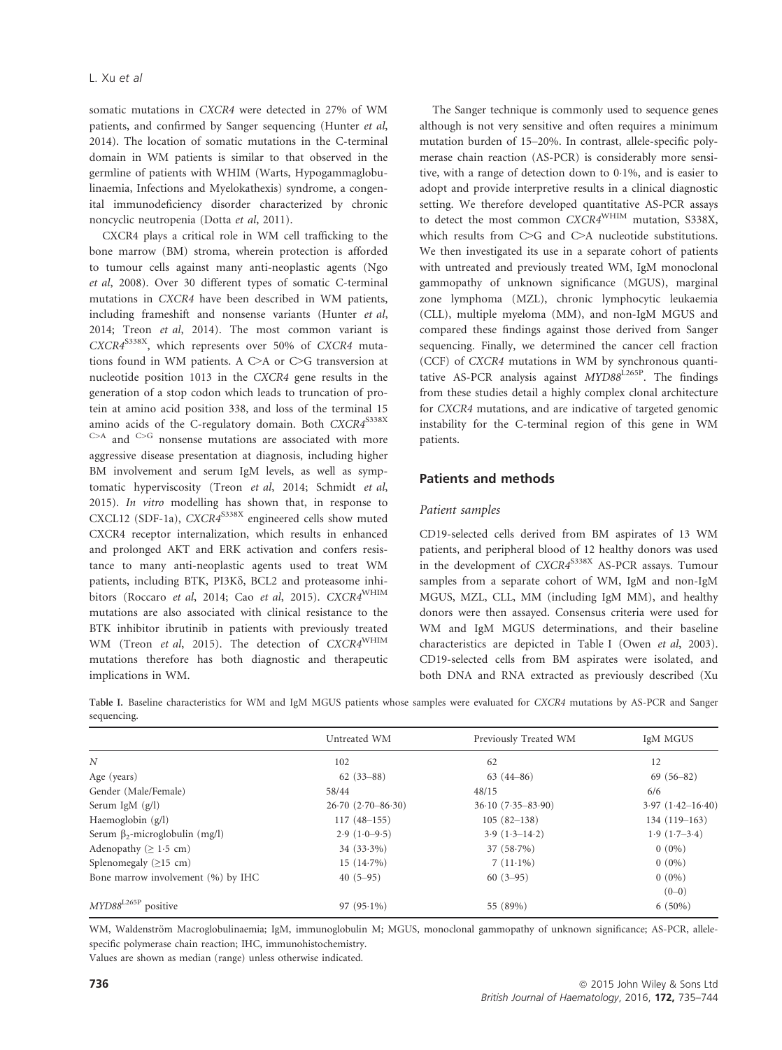somatic mutations in *CXCR4* were detected in 27% of WM patients, and confirmed by Sanger sequencing (Hunter *et al*, 2014). The location of somatic mutations in the C-terminal domain in WM patients is similar to that observed in the germline of patients with WHIM (Warts, Hypogammaglobulinaemia, Infections and Myelokathexis) syndrome, a congenital immunodeficiency disorder characterized by chronic noncyclic neutropenia (Dotta *et al*, 2011).

CXCR4 plays a critical role in WM cell trafficking to the bone marrow (BM) stroma, wherein protection is afforded to tumour cells against many anti-neoplastic agents (Ngo *et al*, 2008). Over 30 different types of somatic C-terminal mutations in *CXCR4* have been described in WM patients, including frameshift and nonsense variants (Hunter *et al*, 2014; Treon *et al*, 2014). The most common variant is $CXCR4^{S338X}$, which represents over 50% of *CXCR4* mutations found in WM patients. A C>A or C>G transversion at nucleotide position 1013 in the *CXCR4* gene results in the generation of a stop codon which leads to truncation of protein at amino acid position 338, and loss of the terminal 15 amino acids of the C-regulatory domain. Both $CXCR4^{S338X}$ $^{C>A}$ and $^{C>G}$ nonsense mutations are associated with more aggressive disease presentation at diagnosis, including higher BM involvement and serum IgM levels, as well as symptomatic hyperviscosity (Treon *et al*, 2014; Schmidt *et al*, 2015). *In vitro* modelling has shown that, in response to CXCL12 (SDF-1a), $CXCR4^{S338X}$ engineered cells show muted CXCR4 receptor internalization, which results in enhanced and prolonged AKT and ERK activation and confers resistance to many anti-neoplastic agents used to treat WM patients, including BTK, PI3Kδ, BCL2 and proteasome inhibitors (Roccaro *et al*, 2014; Cao *et al*, 2015). $CXCR4^{WHIM}$ mutations are also associated with clinical resistance to the BTK inhibitor ibrutinib in patients with previously treated WM (Treon *et al*, 2015). The detection of $CXCR4^{WHIM}$ mutations therefore has both diagnostic and therapeutic implications in WM.

The Sanger technique is commonly used to sequence genes although is not very sensitive and often requires a minimum mutation burden of 15–20%. In contrast, allele-specific polymerase chain reaction (AS-PCR) is considerably more sensitive, with a range of detection down to 0·1%, and is easier to adopt and provide interpretive results in a clinical diagnostic setting. We therefore developed quantitative AS-PCR assays to detect the most common $CXCR4^{WHIM}$ mutation, S338X, which results from C>G and C>A nucleotide substitutions. We then investigated its use in a separate cohort of patients with untreated and previously treated WM, IgM monoclonal gammopathy of unknown significance (MGUS), marginal zone lymphoma (MZL), chronic lymphocytic leukaemia (CLL), multiple myeloma (MM), and non-IgM MGUS and compared these findings against those derived from Sanger sequencing. Finally, we determined the cancer cell fraction (CCF) of *CXCR4* mutations in WM by synchronous quantitative AS-PCR analysis against $MYD88^{L265P}$. The findings from these studies detail a highly complex clonal architecture for *CXCR4* mutations, and are indicative of targeted genomic instability for the C-terminal region of this gene in WM patients.

## Patients and methods

### Patient samples

CD19-selected cells derived from BM aspirates of 13 WM patients, and peripheral blood of 12 healthy donors was used in the development of $CXCR4^{S338X}$ AS-PCR assays. Tumour samples from a separate cohort of WM, IgM and non-IgM MGUS, MZL, CLL, MM (including IgM MM), and healthy donors were then assayed. Consensus criteria were used for WM and IgM MGUS determinations, and their baseline characteristics are depicted in Table I (Owen *et al*, 2003). CD19-selected cells from BM aspirates were isolated, and both DNA and RNA extracted as previously described (Xu

Table I. Baseline characteristics for WM and IgM MGUS patients whose samples were evaluated for *CXCR4* mutations by AS-PCR and Sanger sequencing.

| | Untreated WM | Previously Treated WM | IgM MGUS |
|---|---|---|---|
| *N* | 102 | 62 | 12 |
| Age (years) | 62 (33–88) | 63 (44–86) | 69 (56–82) |
| Gender (Male/Female) | 58/44 | 48/15 | 6/6 |
| Serum IgM (g/l) | 26·70 (2·70–86·30) | 36·10 (7·35–83·90) | 3·97 (1·42–16·40) |
| Haemoglobin (g/l) | 117 (48–155) | 105 (82–138) | 134 (119–163) |
| Serum $\beta_2$-microglobulin (mg/l) | 2·9 (1·0–9·5) | 3·9 (1·3–14·2) | 1·9 (1·7–3·4) |
| Adenopathy (≥ 1·5 cm) | 34 (33·3%) | 37 (58·7%) | 0 (0%) |
| Splenomegaly (≥15 cm) | 15 (14·7%) | 7 (11·1%) | 0 (0%) |
| Bone marrow involvement (%) by IHC | 40 (5–95) | 60 (3–95) | 0 (0%) (0–0) |
| $MYD88^{L265P}$ positive | 97 (95·1%) | 55 (89%) | 6 (50%) |

WM, Waldenström Macroglobulinaemia; IgM, immunoglobulin M; MGUS, monoclonal gammopathy of unknown significance; AS-PCR, allele-specific polymerase chain reaction; IHC, immunohistochemistry.
Values are shown as median (range) unless otherwise indicated.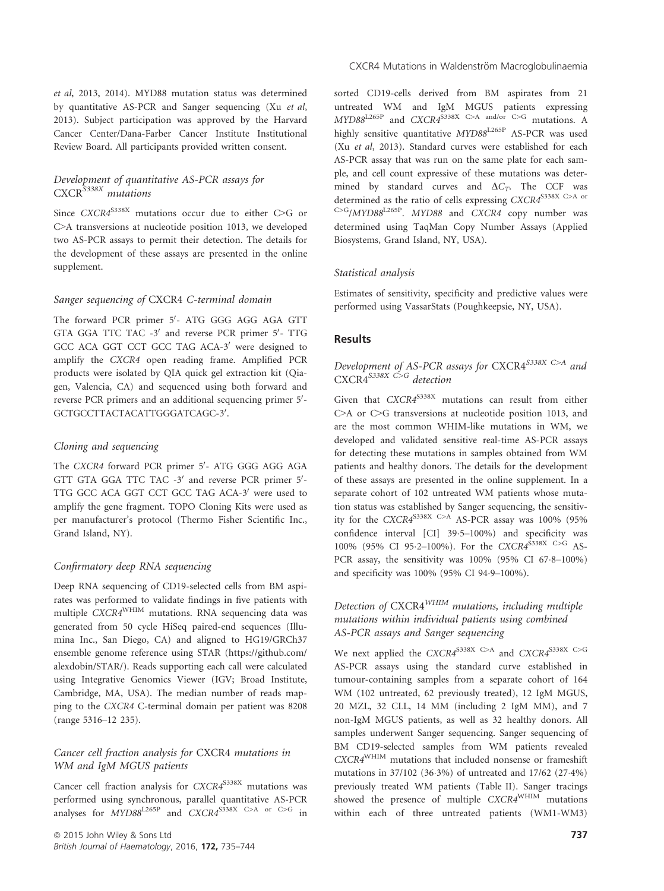*et al*, 2013, 2014). MYD88 mutation status was determined by quantitative AS-PCR and Sanger sequencing (Xu *et al*, 2013). Subject participation was approved by the Harvard Cancer Center/Dana-Farber Cancer Institute Institutional Review Board. All participants provided written consent.

### *Development of quantitative AS-PCR assays for* CXCR$^{S338X}$ *mutations*

Since *CXCR4*$^{S338X}$ mutations occur due to either C>G or C>A transversions at nucleotide position 1013, we developed two AS-PCR assays to permit their detection. The details for the development of these assays are presented in the online supplement.

### *Sanger sequencing of* CXCR4 *C-terminal domain*

The forward PCR primer 5′- ATG GGG AGG AGA GTT GTA GGA TTC TAC -3′ and reverse PCR primer 5′- TTG GCC ACA GGT CCT GCC TAG ACA-3′ were designed to amplify the *CXCR4* open reading frame. Amplified PCR products were isolated by QIA quick gel extraction kit (Qiagen, Valencia, CA) and sequenced using both forward and reverse PCR primers and an additional sequencing primer 5′-GCTGCCTTACTACATTGGGATCAGC-3′.

### *Cloning and sequencing*

The *CXCR4* forward PCR primer 5′- ATG GGG AGG AGA GTT GTA GGA TTC TAC -3′ and reverse PCR primer 5′- TTG GCC ACA GGT CCT GCC TAG ACA-3′ were used to amplify the gene fragment. TOPO Cloning Kits were used as per manufacturer's protocol (Thermo Fisher Scientific Inc., Grand Island, NY).

### *Confirmatory deep RNA sequencing*

Deep RNA sequencing of CD19-selected cells from BM aspirates was performed to validate findings in five patients with multiple *CXCR4*$^{WHIM}$ mutations. RNA sequencing data was generated from 50 cycle HiSeq paired-end sequences (Illumina Inc., San Diego, CA) and aligned to HG19/GRCh37 ensemble genome reference using STAR (https://github.com/alexdobin/STAR/). Reads supporting each call were calculated using Integrative Genomics Viewer (IGV; Broad Institute, Cambridge, MA, USA). The median number of reads mapping to the *CXCR4* C-terminal domain per patient was 8208 (range 5316–12 235).

### *Cancer cell fraction analysis for* CXCR4 *mutations in WM and IgM MGUS patients*

Cancer cell fraction analysis for *CXCR4*$^{S338X}$ mutations was performed using synchronous, parallel quantitative AS-PCR analyses for *MYD88*$^{L265P}$ and *CXCR4*$^{S338X\ C>A\ or\ C>G}$ in sorted CD19-cells derived from BM aspirates from 21 untreated WM and IgM MGUS patients expressing *MYD88*$^{L265P}$ and *CXCR4*$^{S338X\ C>A\ and/or\ C>G}$ mutations. A highly sensitive quantitative *MYD88*$^{L265P}$ AS-PCR was used (Xu *et al*, 2013). Standard curves were established for each AS-PCR assay that was run on the same plate for each sample, and cell count expressive of these mutations was determined by standard curves and $\Delta C_T$. The CCF was determined as the ratio of cells expressing *CXCR4*$^{S338X\ C>A\ or\ C>G}$/*MYD88*$^{L265P}$. *MYD88* and *CXCR4* copy number was determined using TaqMan Copy Number Assays (Applied Biosystems, Grand Island, NY, USA).

### *Statistical analysis*

Estimates of sensitivity, specificity and predictive values were performed using VassarStats (Poughkeepsie, NY, USA).

## Results

### *Development of AS-PCR assays for* CXCR4$^{S338X\ C>A}$ *and* CXCR4$^{S338X\ C>G}$ *detection*

Given that *CXCR4*$^{S338X}$ mutations can result from either C>A or C>G transversions at nucleotide position 1013, and are the most common WHIM-like mutations in WM, we developed and validated sensitive real-time AS-PCR assays for detecting these mutations in samples obtained from WM patients and healthy donors. The details for the development of these assays are presented in the online supplement. In a separate cohort of 102 untreated WM patients whose mutation status was established by Sanger sequencing, the sensitivity for the *CXCR4*$^{S338X\ C>A}$ AS-PCR assay was 100% (95% confidence interval [CI] 39·5–100%) and specificity was 100% (95% CI 95·2–100%). For the *CXCR4*$^{S338X\ C>G}$ AS-PCR assay, the sensitivity was 100% (95% CI 67·8–100%) and specificity was 100% (95% CI 94·9–100%).

### *Detection of* CXCR4$^{WHIM}$ *mutations, including multiple mutations within individual patients using combined AS-PCR assays and Sanger sequencing*

We next applied the *CXCR4*$^{S338X\ C>A}$ and *CXCR4*$^{S338X\ C>G}$ AS-PCR assays using the standard curve established in tumour-containing samples from a separate cohort of 164 WM (102 untreated, 62 previously treated), 12 IgM MGUS, 20 MZL, 32 CLL, 14 MM (including 2 IgM MM), and 7 non-IgM MGUS patients, as well as 32 healthy donors. All samples underwent Sanger sequencing. Sanger sequencing of BM CD19-selected samples from WM patients revealed *CXCR4*$^{WHIM}$ mutations that included nonsense or frameshift mutations in 37/102 (36·3%) of untreated and 17/62 (27·4%) previously treated WM patients (Table II). Sanger tracings showed the presence of multiple *CXCR4*$^{WHIM}$ mutations within each of three untreated patients (WM1-WM3)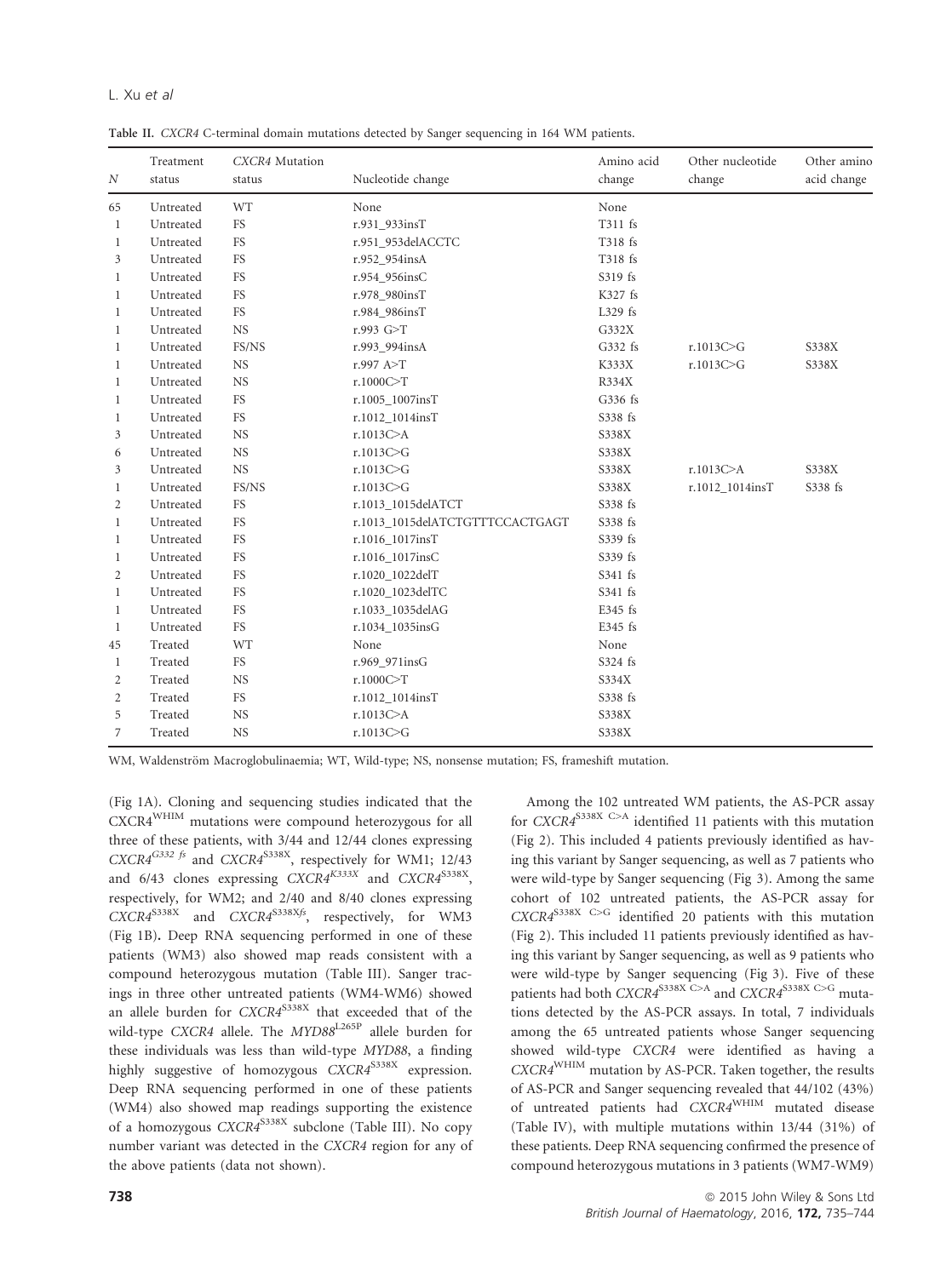Table II. *CXCR4* C-terminal domain mutations detected by Sanger sequencing in 164 WM patients.

| *N* | Treatment status | *CXCR4* Mutation status | Nucleotide change | Amino acid change | Other nucleotide change | Other amino acid change |
|---|---|---|---|---|---|---|
| 65 | Untreated | WT | None | None | | |
| 1 | Untreated | FS | r.931_933insT | T311 fs | | |
| 1 | Untreated | FS | r.951_953delACCTC | T318 fs | | |
| 3 | Untreated | FS | r.952_954insA | T318 fs | | |
| 1 | Untreated | FS | r.954_956insC | S319 fs | | |
| 1 | Untreated | FS | r.978_980insT | K327 fs | | |
| 1 | Untreated | FS | r.984_986insT | L329 fs | | |
| 1 | Untreated | NS | r.993 G>T | G332X | | |
| 1 | Untreated | FS/NS | r.993_994insA | G332 fs | r.1013C>G | S338X |
| 1 | Untreated | NS | r.997 A>T | K333X | r.1013C>G | S338X |
| 1 | Untreated | NS | r.1000C>T | R334X | | |
| 1 | Untreated | FS | r.1005_1007insT | G336 fs | | |
| 1 | Untreated | FS | r.1012_1014insT | S338 fs | | |
| 3 | Untreated | NS | r.1013C>A | S338X | | |
| 6 | Untreated | NS | r.1013C>G | S338X | | |
| 3 | Untreated | NS | r.1013C>G | S338X | r.1013C>A | S338X |
| 1 | Untreated | FS/NS | r.1013C>G | S338X | r.1012_1014insT | S338 fs |
| 2 | Untreated | FS | r.1013_1015delATCT | S338 fs | | |
| 1 | Untreated | FS | r.1013_1015delATCTGTTTCCACTGAGT | S338 fs | | |
| 1 | Untreated | FS | r.1016_1017insT | S339 fs | | |
| 1 | Untreated | FS | r.1016_1017insC | S339 fs | | |
| 2 | Untreated | FS | r.1020_1022delT | S341 fs | | |
| 1 | Untreated | FS | r.1020_1023delTC | S341 fs | | |
| 1 | Untreated | FS | r.1033_1035delAG | E345 fs | | |
| 1 | Untreated | FS | r.1034_1035insG | E345 fs | | |
| 45 | Treated | WT | None | None | | |
| 1 | Treated | FS | r.969_971insG | S324 fs | | |
| 2 | Treated | NS | r.1000C>T | S334X | | |
| 2 | Treated | FS | r.1012_1014insT | S338 fs | | |
| 5 | Treated | NS | r.1013C>A | S338X | | |
| 7 | Treated | NS | r.1013C>G | S338X | | |

WM, Waldenström Macroglobulinaemia; WT, Wild-type; NS, nonsense mutation; FS, frameshift mutation.

(Fig 1A). Cloning and sequencing studies indicated that the CXCR4$^{\text{WHIM}}$ mutations were compound heterozygous for all three of these patients, with 3/44 and 12/44 clones expressing *CXCR4*$^{G332\ fs}$ and *CXCR4*$^{\text{S338X}}$, respectively for WM1; 12/43 and 6/43 clones expressing *CXCR4*$^{K333X}$ and *CXCR4*$^{\text{S338X}}$, respectively, for WM2; and 2/40 and 8/40 clones expressing *CXCR4*$^{\text{S338X}}$ and *CXCR4*$^{\text{S338X}fs}$, respectively, for WM3 (Fig 1B). Deep RNA sequencing performed in one of these patients (WM3) also showed map reads consistent with a compound heterozygous mutation (Table III). Sanger tracings in three other untreated patients (WM4-WM6) showed an allele burden for *CXCR4*$^{\text{S338X}}$ that exceeded that of the wild-type *CXCR4* allele. The *MYD88*$^{\text{L265P}}$ allele burden for these individuals was less than wild-type *MYD88*, a finding highly suggestive of homozygous *CXCR4*$^{\text{S338X}}$ expression. Deep RNA sequencing performed in one of these patients (WM4) also showed map readings supporting the existence of a homozygous *CXCR4*$^{\text{S338X}}$ subclone (Table III). No copy number variant was detected in the *CXCR4* region for any of the above patients (data not shown).

Among the 102 untreated WM patients, the AS-PCR assay for *CXCR4*$^{\text{S338X C>A}}$ identified 11 patients with this mutation (Fig 2). This included 4 patients previously identified as having this variant by Sanger sequencing, as well as 7 patients who were wild-type by Sanger sequencing (Fig 3). Among the same cohort of 102 untreated patients, the AS-PCR assay for *CXCR4*$^{\text{S338X C>G}}$ identified 20 patients with this mutation (Fig 2). This included 11 patients previously identified as having this variant by Sanger sequencing, as well as 9 patients who were wild-type by Sanger sequencing (Fig 3). Five of these patients had both *CXCR4*$^{\text{S338X C>A}}$ and *CXCR4*$^{\text{S338X C>G}}$ mutations detected by the AS-PCR assays. In total, 7 individuals among the 65 untreated patients whose Sanger sequencing showed wild-type *CXCR4* were identified as having a *CXCR4*$^{\text{WHIM}}$ mutation by AS-PCR. Taken together, the results of AS-PCR and Sanger sequencing revealed that 44/102 (43%) of untreated patients had *CXCR4*$^{\text{WHIM}}$ mutated disease (Table IV), with multiple mutations within 13/44 (31%) of these patients. Deep RNA sequencing confirmed the presence of compound heterozygous mutations in 3 patients (WM7-WM9)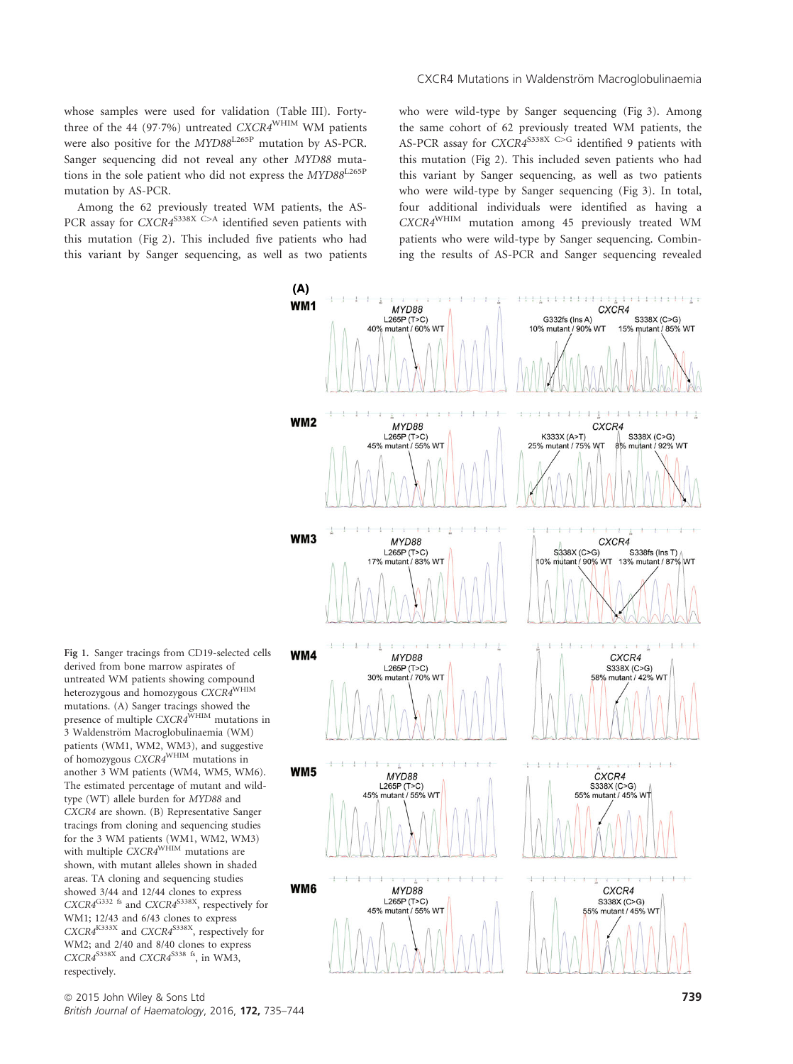whose samples were used for validation (Table III). Forty-three of the 44 (97·7%) untreated $CXCR4^{WHIM}$ WM patients were also positive for the $MYD88^{L265P}$ mutation by AS-PCR. Sanger sequencing did not reveal any other *MYD88* mutations in the sole patient who did not express the $MYD88^{L265P}$ mutation by AS-PCR.

Among the 62 previously treated WM patients, the AS-PCR assay for $CXCR4^{S338X\ C>A}$ identified seven patients with this mutation (Fig 2). This included five patients who had this variant by Sanger sequencing, as well as two patients who were wild-type by Sanger sequencing (Fig 3). Among the same cohort of 62 previously treated WM patients, the AS-PCR assay for $CXCR4^{S338X\ C>G}$ identified 9 patients with this mutation (Fig 2). This included seven patients who had this variant by Sanger sequencing, as well as two patients who were wild-type by Sanger sequencing (Fig 3). In total, four additional individuals were identified as having a $CXCR4^{WHIM}$ mutation among 45 previously treated WM patients who were wild-type by Sanger sequencing. Combining the results of AS-PCR and Sanger sequencing revealed

Fig 1. Sanger tracings from CD19-selected cells derived from bone marrow aspirates of untreated WM patients showing compound heterozygous and homozygous $CXCR4^{WHIM}$ mutations. (A) Sanger tracings showed the presence of multiple $CXCR4^{WHIM}$ mutations in 3 Waldenström Macroglobulinaemia (WM) patients (WM1, WM2, WM3), and suggestive of homozygous $CXCR4^{WHIM}$ mutations in another 3 WM patients (WM4, WM5, WM6). The estimated percentage of mutant and wild-type (WT) allele burden for *MYD88* and *CXCR4* are shown. (B) Representative Sanger tracings from cloning and sequencing studies for the 3 WM patients (WM1, WM2, WM3) with multiple $CXCR4^{WHIM}$ mutations are shown, with mutant alleles shown in shaded areas. TA cloning and sequencing studies showed 3/44 and 12/44 clones to express $CXCR4^{G332\ fs}$ and $CXCR4^{S338X}$, respectively for WM1; 12/43 and 6/43 clones to express $CXCR4^{K333X}$ and $CXCR4^{S338X}$, respectively for WM2; and 2/40 and 8/40 clones to express $CXCR4^{S338X}$ and $CXCR4^{S338\ fs}$, in WM3, respectively.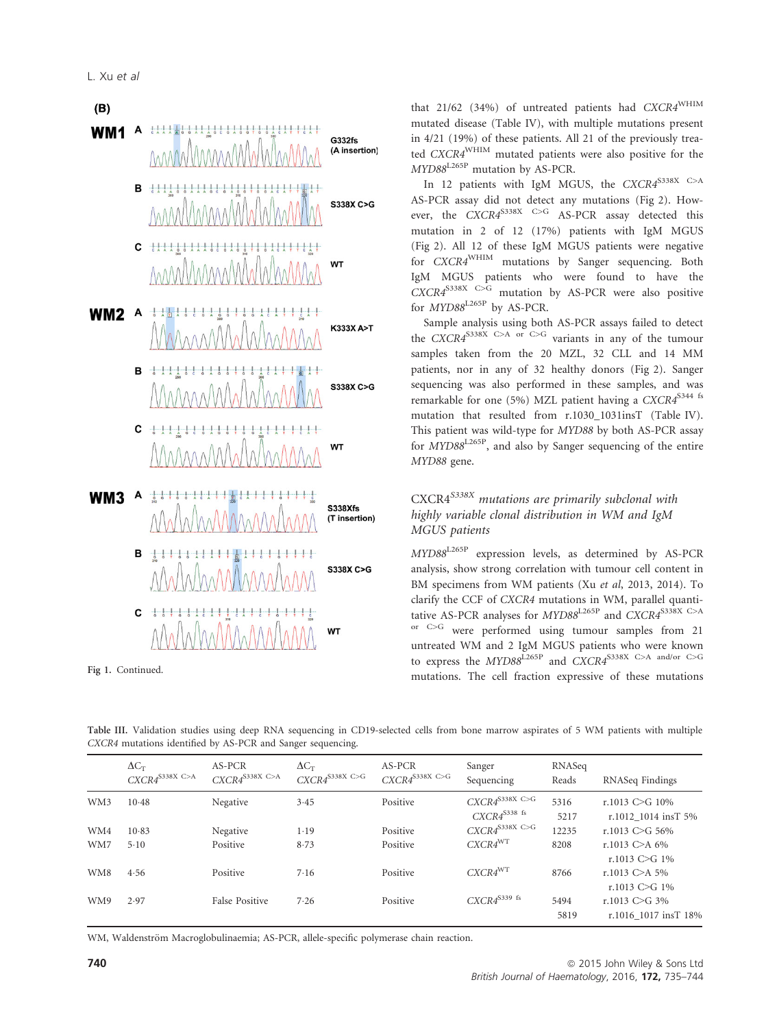Fig 1. Continued.

that 21/62 (34%) of untreated patients had *CXCR4*$^{WHIM}$ mutated disease (Table IV), with multiple mutations present in 4/21 (19%) of these patients. All 21 of the previously treated *CXCR4*$^{WHIM}$ mutated patients were also positive for the *MYD88*$^{L265P}$ mutation by AS-PCR.

In 12 patients with IgM MGUS, the *CXCR4*$^{S338X\ C>A}$ AS-PCR assay did not detect any mutations (Fig 2). However, the *CXCR4*$^{S338X\ C>G}$ AS-PCR assay detected this mutation in 2 of 12 (17%) patients with IgM MGUS (Fig 2). All 12 of these IgM MGUS patients were negative for *CXCR4*$^{WHIM}$ mutations by Sanger sequencing. Both IgM MGUS patients who were found to have the *CXCR4*$^{S338X\ C>G}$ mutation by AS-PCR were also positive for *MYD88*$^{L265P}$ by AS-PCR.

Sample analysis using both AS-PCR assays failed to detect the *CXCR4*$^{S338X\ C>A\ or\ C>G}$ variants in any of the tumour samples taken from the 20 MZL, 32 CLL and 14 MM patients, nor in any of 32 healthy donors (Fig 2). Sanger sequencing was also performed in these samples, and was remarkable for one (5%) MZL patient having a *CXCR4*$^{S344\ fs}$ mutation that resulted from r.1030_1031insT (Table IV). This patient was wild-type for *MYD88* by both AS-PCR assay for *MYD88*$^{L265P}$, and also by Sanger sequencing of the entire *MYD88* gene.

### CXCR4$^{S338X}$ mutations are primarily subclonal with highly variable clonal distribution in WM and IgM MGUS patients

*MYD88*$^{L265P}$ expression levels, as determined by AS-PCR analysis, show strong correlation with tumour cell content in BM specimens from WM patients (Xu *et al*, 2013, 2014). To clarify the CCF of *CXCR4* mutations in WM, parallel quantitative AS-PCR analyses for *MYD88*$^{L265P}$ and *CXCR4*$^{S338X\ C>A\ or\ C>G}$ were performed using tumour samples from 21 untreated WM and 2 IgM MGUS patients who were known to express the *MYD88*$^{L265P}$ and *CXCR4*$^{S338X\ C>A\ and/or\ C>G}$ mutations. The cell fraction expressive of these mutations

Table III. Validation studies using deep RNA sequencing in CD19-selected cells from bone marrow aspirates of 5 WM patients with multiple *CXCR4* mutations identified by AS-PCR and Sanger sequencing.

| | $\Delta C_T$ *CXCR4*$^{S338X\ C>A}$ | AS-PCR *CXCR4*$^{S338X\ C>A}$ | $\Delta C_T$ *CXCR4*$^{S338X\ C>G}$ | AS-PCR *CXCR4*$^{S338X\ C>G}$ | Sanger Sequencing | RNASeq Reads | RNASeq Findings |
|---|---|---|---|---|---|---|---|
| WM3 | 10·48 | Negative | 3·45 | Positive | *CXCR4*$^{S338X\ C>G}$ | 5316 | r.1013 C>G 10% |
| | | | | | *CXCR4*$^{S338\ fs}$ | 5217 | r.1012_1014 insT 5% |
| WM4 | 10·83 | Negative | 1·19 | Positive | *CXCR4*$^{S338X\ C>G}$ | 12235 | r.1013 C>G 56% |
| WM7 | 5·10 | Positive | 8·73 | Positive | *CXCR4*$^{WT}$ | 8208 | r.1013 C>A 6% |
| | | | | | | | r.1013 C>G 1% |
| WM8 | 4·56 | Positive | 7·16 | Positive | *CXCR4*$^{WT}$ | 8766 | r.1013 C>A 5% |
| | | | | | | | r.1013 C>G 1% |
| WM9 | 2·97 | False Positive | 7·26 | Positive | *CXCR4*$^{S339\ fs}$ | 5494 | r.1013 C>G 3% |
| | | | | | | 5819 | r.1016_1017 insT 18% |

WM, Waldenström Macroglobulinaemia; AS-PCR, allele-specific polymerase chain reaction.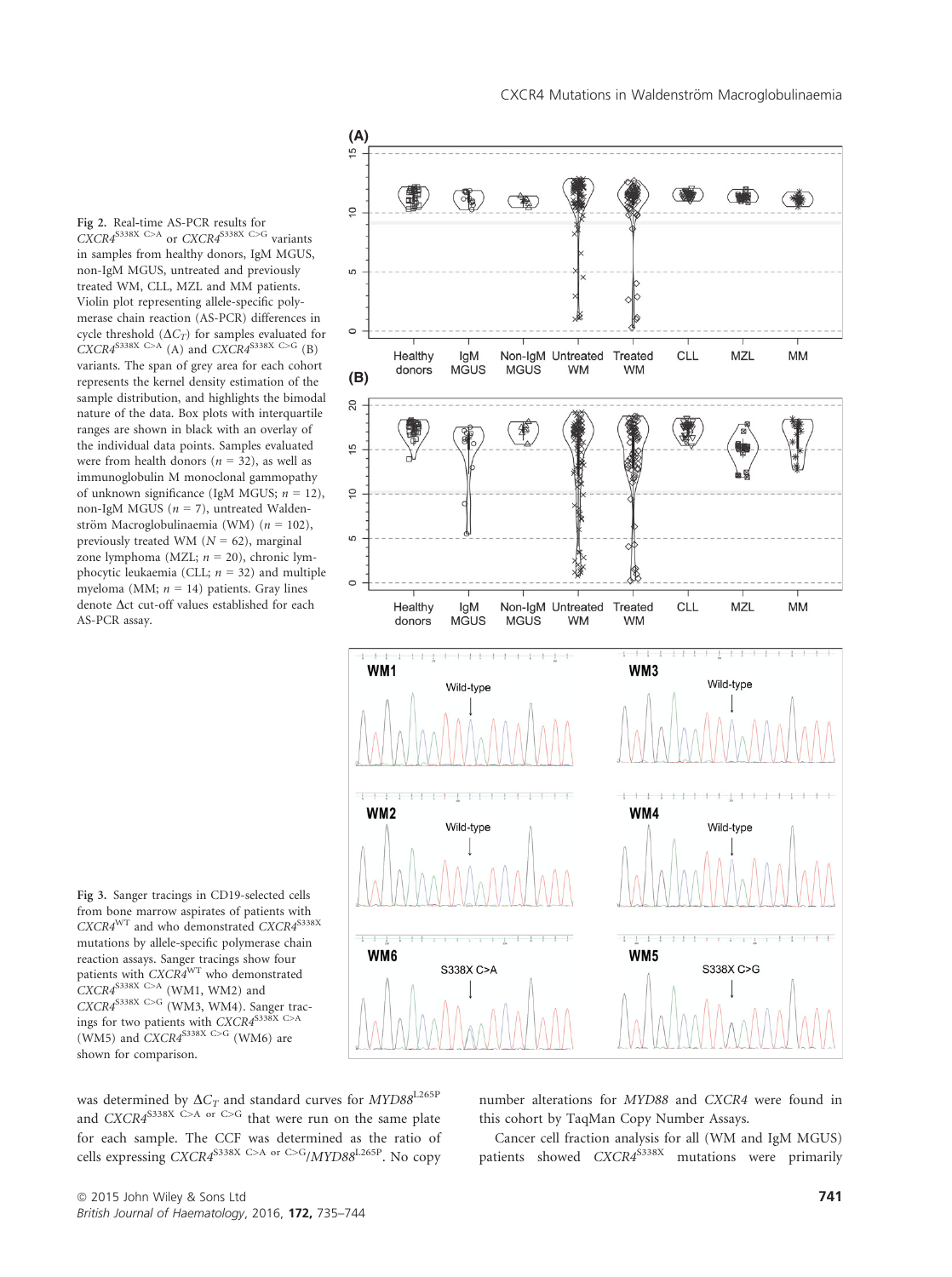Fig 2. Real-time AS-PCR results for *CXCR4*$^{S338X\ C>A}$ or *CXCR4*$^{S338X\ C>G}$ variants in samples from healthy donors, IgM MGUS, non-IgM MGUS, untreated and previously treated WM, CLL, MZL and MM patients. Violin plot representing allele-specific polymerase chain reaction (AS-PCR) differences in cycle threshold ($\Delta C_T$) for samples evaluated for *CXCR4*$^{S338X\ C>A}$ (A) and *CXCR4*$^{S338X\ C>G}$ (B) variants. The span of grey area for each cohort represents the kernel density estimation of the sample distribution, and highlights the bimodal nature of the data. Box plots with interquartile ranges are shown in black with an overlay of the individual data points. Samples evaluated were from health donors ($n$ = 32), as well as immunoglobulin M monoclonal gammopathy of unknown significance (IgM MGUS; $n$ = 12), non-IgM MGUS ($n$ = 7), untreated Waldenström Macroglobulinaemia (WM) ($n$ = 102), previously treated WM ($N$ = 62), marginal zone lymphoma (MZL; $n$ = 20), chronic lymphocytic leukaemia (CLL; $n$ = 32) and multiple myeloma (MM; $n$ = 14) patients. Gray lines denote Δct cut-off values established for each AS-PCR assay.

Fig 3. Sanger tracings in CD19-selected cells from bone marrow aspirates of patients with *CXCR4*$^{WT}$ and who demonstrated *CXCR4*$^{S338X}$ mutations by allele-specific polymerase chain reaction assays. Sanger tracings show four patients with *CXCR4*$^{WT}$ who demonstrated *CXCR4*$^{S338X\ C>A}$ (WM1, WM2) and *CXCR4*$^{S338X\ C>G}$ (WM3, WM4). Sanger tracings for two patients with *CXCR4*$^{S338X\ C>A}$ (WM5) and *CXCR4*$^{S338X\ C>G}$ (WM6) are shown for comparison.

was determined by $\Delta C_T$ and standard curves for *MYD88*$^{L265P}$ and *CXCR4*$^{S338X\ C>A\ or\ C>G}$ that were run on the same plate for each sample. The CCF was determined as the ratio of cells expressing *CXCR4*$^{S338X\ C>A\ or\ C>G}$/*MYD88*$^{L265P}$. No copy number alterations for *MYD88* and *CXCR4* were found in this cohort by TaqMan Copy Number Assays.

Cancer cell fraction analysis for all (WM and IgM MGUS) patients showed *CXCR4*$^{S338X}$ mutations were primarily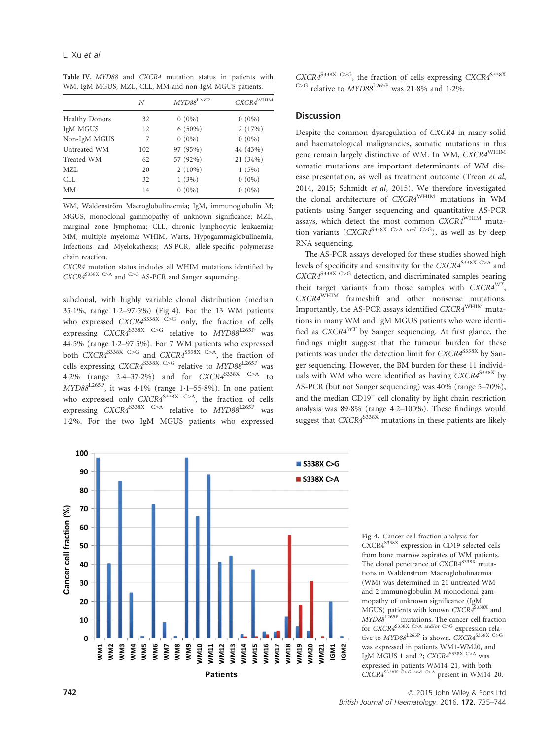Table IV. *MYD88* and *CXCR4* mutation status in patients with WM, IgM MGUS, MZL, CLL, MM and non-IgM MGUS patients.

| | N | $MYD88^{L265P}$ | $CXCR4^{WHIM}$ |
|---|---|---|---|
| Healthy Donors | 32 | 0 (0%) | 0 (0%) |
| IgM MGUS | 12 | 6 (50%) | 2 (17%) |
| Non-IgM MGUS | 7 | 0 (0%) | 0 (0%) |
| Untreated WM | 102 | 97 (95%) | 44 (43%) |
| Treated WM | 62 | 57 (92%) | 21 (34%) |
| MZL | 20 | 2 (10%) | 1 (5%) |
| CLL | 32 | 1 (3%) | 0 (0%) |
| MM | 14 | 0 (0%) | 0 (0%) |

WM, Waldenström Macroglobulinaemia; IgM, immunoglobulin M; MGUS, monoclonal gammopathy of unknown significance; MZL, marginal zone lymphoma; CLL, chronic lymphocytic leukaemia; MM, multiple myeloma: WHIM, Warts, Hypogammaglobulinemia, Infections and Myelokathexis; AS-PCR, allele-specific polymerase chain reaction.

*CXCR4* mutation status includes all WHIM mutations identified by $CXCR4^{S338X\ C>A}$ and $^{C>G}$ AS-PCR and Sanger sequencing.

subclonal, with highly variable clonal distribution (median 35·1%, range 1·2–97·5%) (Fig 4). For the 13 WM patients who expressed $CXCR4^{S338X\ C>G}$ only, the fraction of cells expressing $CXCR4^{S338X\ C>G}$ relative to $MYD88^{L265P}$ was 44·5% (range 1·2–97·5%). For 7 WM patients who expressed both $CXCR4^{S338X\ C>G}$ and $CXCR4^{S338X\ C>A}$, the fraction of cells expressing $CXCR4^{S338X\ C>G}$ relative to $MYD88^{L265P}$ was 4·2% (range 2·4–37·2%) and for $CXCR4^{S338X\ C>A}$ to $MYD88^{L265P}$, it was 4·1% (range 1·1–55·8%). In one patient who expressed only $CXCR4^{S338X\ C>A}$, the fraction of cells expressing $CXCR4^{S338X\ C>A}$ relative to $MYD88^{L265P}$ was 1·2%. For the two IgM MGUS patients who expressed $CXCR4^{S338X\ C>G}$, the fraction of cells expressing $CXCR4^{S338X\ C>G}$ relative to $MYD88^{L265P}$ was 21·8% and 1·2%.

## Discussion

Despite the common dysregulation of *CXCR4* in many solid and haematological malignancies, somatic mutations in this gene remain largely distinctive of WM. In WM, $CXCR4^{WHIM}$ somatic mutations are important determinants of WM disease presentation, as well as treatment outcome (Treon *et al*, 2014, 2015; Schmidt *et al*, 2015). We therefore investigated the clonal architecture of $CXCR4^{WHIM}$ mutations in WM patients using Sanger sequencing and quantitative AS-PCR assays, which detect the most common $CXCR4^{WHIM}$ mutation variants ($CXCR4^{S338X\ C>A\ and\ C>G}$), as well as by deep RNA sequencing.

The AS-PCR assays developed for these studies showed high levels of specificity and sensitivity for the $CXCR4^{S338X\ C>A}$ and $CXCR4^{S338X\ C>G}$ detection, and discriminated samples bearing their target variants from those samples with $CXCR4^{WT}$, $CXCR4^{WHIM}$ frameshift and other nonsense mutations. Importantly, the AS-PCR assays identified $CXCR4^{WHIM}$ mutations in many WM and IgM MGUS patients who were identified as $CXCR4^{WT}$ by Sanger sequencing. At first glance, the findings might suggest that the tumour burden for these patients was under the detection limit for $CXCR4^{S338X}$ by Sanger sequencing. However, the BM burden for these 11 individuals with WM who were identified as having $CXCR4^{S338X}$ by AS-PCR (but not Sanger sequencing) was 40% (range 5–70%), and the median $CD19^{+}$ cell clonality by light chain restriction analysis was 89·8% (range 4·2–100%). These findings would suggest that $CXCR4^{S338X}$ mutations in these patients are likely

Fig 4. Cancer cell fraction analysis for $CXCR4^{S338X}$ expression in CD19-selected cells from bone marrow aspirates of WM patients. The clonal penetrance of $CXCR4^{S338X}$ mutations in Waldenström Macroglobulinaemia (WM) was determined in 21 untreated WM and 2 immunoglobulin M monoclonal gammopathy of unknown significance (IgM MGUS) patients with known $CXCR4^{S338X}$ and $MYD88^{L265P}$ mutations. The cancer cell fraction for $CXCR4^{S338X\ C>A\ and/or\ C>G}$ expression relative to $MYD88^{L265P}$ is shown. $CXCR4^{S338X\ C>G}$ was expressed in patients WM1-WM20, and IgM MGUS 1 and 2; $CXCR4^{S338X\ C>A}$ was expressed in patients WM14–21, with both $CXCR4^{S338X\ C>G\ and\ C>A}$ present in WM14–20.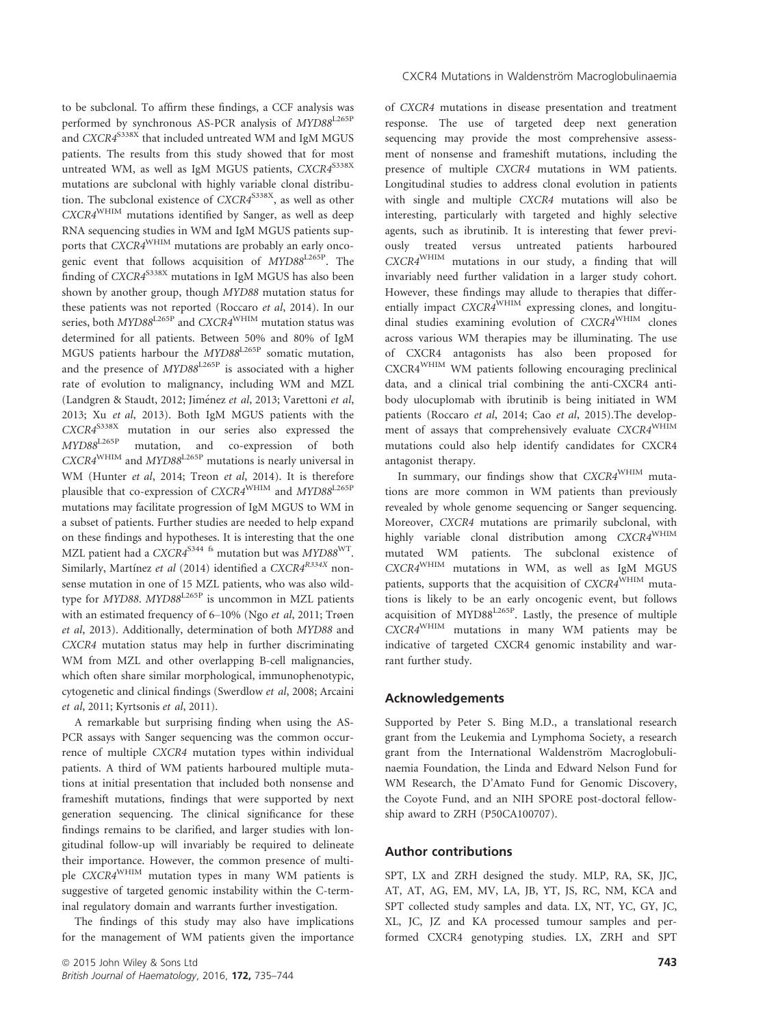to be subclonal. To affirm these findings, a CCF analysis was performed by synchronous AS-PCR analysis of *MYD88*$^{L265P}$ and *CXCR4*$^{S338X}$ that included untreated WM and IgM MGUS patients. The results from this study showed that for most untreated WM, as well as IgM MGUS patients, *CXCR4*$^{S338X}$ mutations are subclonal with highly variable clonal distribution. The subclonal existence of *CXCR4*$^{S338X}$, as well as other *CXCR4*$^{WHIM}$ mutations identified by Sanger, as well as deep RNA sequencing studies in WM and IgM MGUS patients supports that *CXCR4*$^{WHIM}$ mutations are probably an early oncogenic event that follows acquisition of *MYD88*$^{L265P}$. The finding of *CXCR4*$^{S338X}$ mutations in IgM MGUS has also been shown by another group, though *MYD88* mutation status for these patients was not reported (Roccaro *et al*, 2014). In our series, both *MYD88*$^{L265P}$ and *CXCR4*$^{WHIM}$ mutation status was determined for all patients. Between 50% and 80% of IgM MGUS patients harbour the *MYD88*$^{L265P}$ somatic mutation, and the presence of *MYD88*$^{L265P}$ is associated with a higher rate of evolution to malignancy, including WM and MZL (Landgren & Staudt, 2012; Jiménez *et al*, 2013; Varettoni *et al*, 2013; Xu *et al*, 2013). Both IgM MGUS patients with the *CXCR4*$^{S338X}$ mutation in our series also expressed the *MYD88*$^{L265P}$ mutation, and co-expression of both *CXCR4*$^{WHIM}$ and *MYD88*$^{L265P}$ mutations is nearly universal in WM (Hunter *et al*, 2014; Treon *et al*, 2014). It is therefore plausible that co-expression of *CXCR4*$^{WHIM}$ and *MYD88*$^{L265P}$ mutations may facilitate progression of IgM MGUS to WM in a subset of patients. Further studies are needed to help expand on these findings and hypotheses. It is interesting that the one MZL patient had a *CXCR4*$^{S344\ fs}$ mutation but was *MYD88*$^{WT}$. Similarly, Martínez *et al* (2014) identified a *CXCR4*$^{R334X}$ nonsense mutation in one of 15 MZL patients, who was also wild-type for *MYD88*. *MYD88*$^{L265P}$ is uncommon in MZL patients with an estimated frequency of 6–10% (Ngo *et al*, 2011; Trøen *et al*, 2013). Additionally, determination of both *MYD88* and *CXCR4* mutation status may help in further discriminating WM from MZL and other overlapping B-cell malignancies, which often share similar morphological, immunophenotypic, cytogenetic and clinical findings (Swerdlow *et al*, 2008; Arcaini *et al*, 2011; Kyrtsonis *et al*, 2011).

A remarkable but surprising finding when using the AS-PCR assays with Sanger sequencing was the common occurrence of multiple *CXCR4* mutation types within individual patients. A third of WM patients harboured multiple mutations at initial presentation that included both nonsense and frameshift mutations, findings that were supported by next generation sequencing. The clinical significance for these findings remains to be clarified, and larger studies with longitudinal follow-up will invariably be required to delineate their importance. However, the common presence of multiple *CXCR4*$^{WHIM}$ mutation types in many WM patients is suggestive of targeted genomic instability within the C-terminal regulatory domain and warrants further investigation.

The findings of this study may also have implications for the management of WM patients given the importance of *CXCR4* mutations in disease presentation and treatment response. The use of targeted deep next generation sequencing may provide the most comprehensive assessment of nonsense and frameshift mutations, including the presence of multiple *CXCR4* mutations in WM patients. Longitudinal studies to address clonal evolution in patients with single and multiple *CXCR4* mutations will also be interesting, particularly with targeted and highly selective agents, such as ibrutinib. It is interesting that fewer previously treated versus untreated patients harboured *CXCR4*$^{WHIM}$ mutations in our study, a finding that will invariably need further validation in a larger study cohort. However, these findings may allude to therapies that differentially impact *CXCR4*$^{WHIM}$ expressing clones, and longitudinal studies examining evolution of *CXCR4*$^{WHIM}$ clones across various WM therapies may be illuminating. The use of CXCR4 antagonists has also been proposed for CXCR4$^{WHIM}$ WM patients following encouraging preclinical data, and a clinical trial combining the anti-CXCR4 antibody ulocuplomab with ibrutinib is being initiated in WM patients (Roccaro *et al*, 2014; Cao *et al*, 2015).The development of assays that comprehensively evaluate *CXCR4*$^{WHIM}$ mutations could also help identify candidates for CXCR4 antagonist therapy.

In summary, our findings show that *CXCR4*$^{WHIM}$ mutations are more common in WM patients than previously revealed by whole genome sequencing or Sanger sequencing. Moreover, *CXCR4* mutations are primarily subclonal, with highly variable clonal distribution among *CXCR4*$^{WHIM}$ mutated WM patients. The subclonal existence of *CXCR4*$^{WHIM}$ mutations in WM, as well as IgM MGUS patients, supports that the acquisition of *CXCR4*$^{WHIM}$ mutations is likely to be an early oncogenic event, but follows acquisition of MYD88$^{L265P}$. Lastly, the presence of multiple *CXCR4*$^{WHIM}$ mutations in many WM patients may be indicative of targeted CXCR4 genomic instability and warrant further study.

## Acknowledgements

Supported by Peter S. Bing M.D., a translational research grant from the Leukemia and Lymphoma Society, a research grant from the International Waldenström Macroglobulinaemia Foundation, the Linda and Edward Nelson Fund for WM Research, the D'Amato Fund for Genomic Discovery, the Coyote Fund, and an NIH SPORE post-doctoral fellowship award to ZRH (P50CA100707).

## Author contributions

SPT, LX and ZRH designed the study. MLP, RA, SK, JJC, AT, AT, AG, EM, MV, LA, JB, YT, JS, RC, NM, KCA and SPT collected study samples and data. LX, NT, YC, GY, JC, XL, JC, JZ and KA processed tumour samples and performed CXCR4 genotyping studies. LX, ZRH and SPT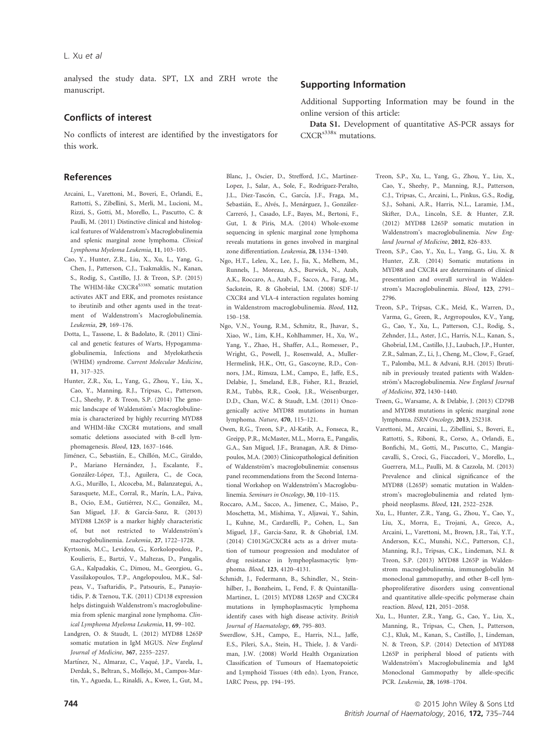analysed the study data. SPT, LX and ZRH wrote the manuscript.

## Conflicts of interest

No conflicts of interest are identified by the investigators for this work.

## Supporting Information

Additional Supporting Information may be found in the online version of this article:

**Data S1.** Development of quantitative AS-PCR assays for $CXCR^{s338x}$ mutations.

## References

Arcaini, L., Varettoni, M., Boveri, E., Orlandi, E., Rattotti, S., Zibellini, S., Merli, M., Lucioni, M., Rizzi, S., Gotti, M., Morello, L., Pascutto, C. & Paulli, M. (2011) Distinctive clinical and histological features of Waldenstrom's Macroglobulinemia and splenic marginal zone lymphoma. *Clinical Lymphoma Myeloma Leukemia*, **11**, 103–105.

Cao, Y., Hunter, Z.R., Liu, X., Xu, L., Yang, G., Chen, J., Patterson, C.J., Tsakmaklis, N., Kanan, S., Rodig, S., Castillo, J.J. & Treon, S.P. (2015) The WHIM-like $CXCR4^{S338X}$ somatic mutation activates AKT and ERK, and promotes resistance to ibrutinib and other agents used in the treatment of Waldenstrom's Macroglobulinemia. *Leukemia*, **29**, 169–176.

Dotta, L., Tassone, L. & Badolato, R. (2011) Clinical and genetic features of Warts, Hypogammaglobulinemia, Infections and Myelokathexis (WHIM) syndrome. *Current Molecular Medicine*, **11**, 317–325.

Hunter, Z.R., Xu, L., Yang, G., Zhou, Y., Liu, X., Cao, Y., Manning, R.J., Tripsas, C., Patterson, C.J., Sheehy, P. & Treon, S.P. (2014) The genomic landscape of Waldenstöm's Macroglobulinemia is characterized by highly recurring MYD88 and WHIM-like CXCR4 mutations, and small somatic deletions associated with B-cell lymphomagenesis. *Blood*, **123**, 1637–1646.

Jiménez, C., Sebastián, E., Chillón, M.C., Giraldo, P., Mariano Hernández, J., Escalante, F., González-López, T.J., Aguilera, C., de Coca, A.G., Murillo, I., Alcoceba, M., Balanzategui, A., Sarasquete, M.E., Corral, R., Marín, L.A., Paiva, B., Ocio, E.M., Gutiérrez, N.C., González, M., San Miguel, J.F. & García-Sanz, R. (2013) MYD88 L265P is a marker highly characteristic of, but not restricted to Waldenström's macroglobulinemia. *Leukemia*, **27**, 1722–1728.

Kyrtsonis, M.C., Levidou, G., Korkolopoulou, P., Koulieris, E., Bartzi, V., Maltezas, D., Pangalis, G.A., Kalpadakis, C., Dimou, M., Georgiou, G., Vassilakopoulos, T.P., Angelopoulou, M.K., Salpeas, V., Tsaftaridis, P., Patsouris, E., Panayiotidis, P. & Tzenou, T.K. (2011) CD138 expression helps distinguish Waldenstrom's macroglobulinemia from splenic marginal zone lymphoma. *Clinical Lymphoma Myeloma Leukemia*, **11**, 99–102.

Landgren, O. & Staudt, L. (2012) MYD88 L265P somatic mutation in IgM MGUS. *New England Journal of Medicine*, **367**, 2255–2257.

Martínez, N., Almaraz, C., Vaqué, J.P., Varela, I., Derdak, S., Beltran, S., Mollejo, M., Campos-Martin, Y., Agueda, L., Rinaldi, A., Kwee, I., Gut, M., Blanc, J., Oscier, D., Strefford, J.C., Martinez-Lopez, J., Salar, A., Sole, F., Rodriguez-Peralto, J.L., Diez-Tascón, C., García, J.F., Fraga, M., Sebastián, E., Alvés, J., Menárguez, J., González-Carreró, J., Casado, L.F., Bayes, M., Bertoni, F., Gut, I. & Piris, M.A. (2014) Whole-exome sequencing in splenic marginal zone lymphoma reveals mutations in genes involved in marginal zone differentiation. *Leukemia*, **28**, 1334–1340.

Ngo, H.T., Leleu, X., Lee, J., Jia, X., Melhem, M., Runnels, J., Moreau, A.S., Burwick, N., Azab, A.K., Roccaro, A., Azab, F., Sacco, A., Farag, M., Sackstein, R. & Ghobrial, I.M. (2008) SDF-1/CXCR4 and VLA-4 interaction regulates homing in Waldenstrom macroglobulinemia. *Blood*, **112**, 150–158.

Ngo, V.N., Young, R.M., Schmitz, R., Jhavar, S., Xiao, W., Lim, K.H., Kohlhammer, H., Xu, W., Yang, Y., Zhao, H., Shaffer, A.L., Romesser, P., Wright, G., Powell, J., Rosenwald, A., Muller-Hermelink, H.K., Ott, G., Gascoyne, R.D., Connors, J.M., Rimsza, L.M., Campo, E., Jaffe, E.S., Delabie, J., Smeland, E.B., Fisher, R.I., Braziel, R.M., Tubbs, R.R., Cook, J.R., Weisenburger, D.D., Chan, W.C. & Staudt, L.M. (2011) Oncogenically active MYD88 mutations in human lymphoma. *Nature*, **470**, 115–121.

Owen, R.G., Treon, S.P., Al-Katib, A., Fonseca, R., Greipp, P.R., McMaster, M.L., Morra, E., Pangalis, G.A., San Miguel, J.F., Branagan, A.R. & Dimopoulos, M.A. (2003) Clinicopathological definition of Waldenström's macroglobulinemia: consensus panel recommendations from the Second International Workshop on Waldenström's Macroglobulinemia. *Seminars in Oncology*, **30**, 110–115.

Roccaro, A.M., Sacco, A., Jimenez, C., Maiso, P., Moschetta, M., Mishima, Y., Aljawai, Y., Sahin, I., Kuhne, M., Cardarelli, P., Cohen, L., San Miguel, J.F., Garcia-Sanz, R. & Ghobrial, I.M. (2014) C1013G/CXCR4 acts as a driver mutation of tumour progression and modulator of drug resistance in lymphoplasmacytic lymphoma. *Blood*, **123**, 4120–4131.

Schmidt, J., Federmann, B., Schindler, N., Steinhilber, J., Bonzheim, I., Fend, F. & Quintanilla-Martinez, L. (2015) MYD88 L265P and CXCR4 mutations in lymphoplasmacytic lymphoma identify cases with high disease activity. *British Journal of Haematology*, **69**, 795–803.

Swerdlow, S.H., Campo, E., Harris, N.L., Jaffe, E.S., Pileri, S.A., Stein, H., Thiele, J. & Vardiman, J.W. (2008) World Health Organization Classification of Tumours of Haematopoietic and Lymphoid Tissues (4th edn). Lyon, France, IARC Press, pp. 194–195.

Treon, S.P., Xu, L., Yang, G., Zhou, Y., Liu, X., Cao, Y., Sheehy, P., Manning, R.J., Patterson, C.J., Tripsas, C., Arcaini, L., Pinkus, G.S., Rodig, S.J., Sohani, A.R., Harris, N.L., Laramie, J.M., Skifter, D.A., Lincoln, S.E. & Hunter, Z.R. (2012) MYD88 L265P somatic mutation in Waldenstrom's macroglobulinemia. *New England Journal of Medicine*, **2012**, 826–833.

Treon, S.P., Cao, Y., Xu, L., Yang, G., Liu, X. & Hunter, Z.R. (2014) Somatic mutations in MYD88 and CXCR4 are determinants of clinical presentation and overall survival in Waldenstrom's Macroglobulinemia. *Blood*, **123**, 2791–2796.

Treon, S.P., Tripsas, C.K., Meid, K., Warren, D., Varma, G., Green, R., Argyropoulos, K.V., Yang, G., Cao, Y., Xu, L., Patterson, C.J., Rodig, S., Zehnder, J.L., Aster, J.C., Harris, N.L., Kanan, S., Ghobrial, I.M., Castillo, J.J., Laubach, J.P., Hunter, Z.R., Salman, Z., Li, J., Cheng, M., Clow, F., Graef, T., Palomba, M.L. & Advani, R.H. (2015) Ibrutinib in previously treated patients with Waldenström's Macroglobulinemia. *New England Journal of Medicine*, **372**, 1430–1440.

Trøen, G., Warsame, A. & Delabie, J. (2013) CD79B and MYD88 mutations in splenic marginal zone lymphoma. *ISRN Oncology*, **2013**, 252318.

Varettoni, M., Arcaini, L., Zibellini, S., Boveri, E., Rattotti, S., Riboni, R., Corso, A., Orlandi, E., Bonfichi, M., Gotti, M., Pascutto, C., Mangiacavalli, S., Croci, G., Fiaccadori, V., Morello, L., Guerrera, M.L., Paulli, M. & Cazzola, M. (2013) Prevalence and clinical significance of the MYD88 (L265P) somatic mutation in Waldenstrom's macroglobulinemia and related lymphoid neoplasms. *Blood*, **121**, 2522–2528.

Xu, L., Hunter, Z.R., Yang, G., Zhou, Y., Cao, Y., Liu, X., Morra, E., Trojani, A., Greco, A., Arcaini, L., Varettoni, M., Brown, J.R., Tai, Y.T., Anderson, K.C., Munshi, N.C., Patterson, C.J., Manning, R.J., Tripsas, C.K., Lindeman, N.I. & Treon, S.P. (2013) MYD88 L265P in Waldenstrom macroglobulinemia, immunoglobulin M monoclonal gammopathy, and other B-cell lymphoproliferative disorders using conventional and quantitative allele-specific polymerase chain reaction. *Blood*, **121**, 2051–2058.

Xu, L., Hunter, Z.R., Yang, G., Cao, Y., Liu, X., Manning, R., Tripsas, C., Chen, J., Patterson, C.J., Kluk, M., Kanan, S., Castillo, J., Lindeman, N. & Treon, S.P. (2014) Detection of MYD88 L265P in peripheral blood of patients with Waldenström's Macroglobulinemia and IgM Monoclonal Gammopathy by allele-specific PCR. *Leukemia*, **28**, 1698–1704.